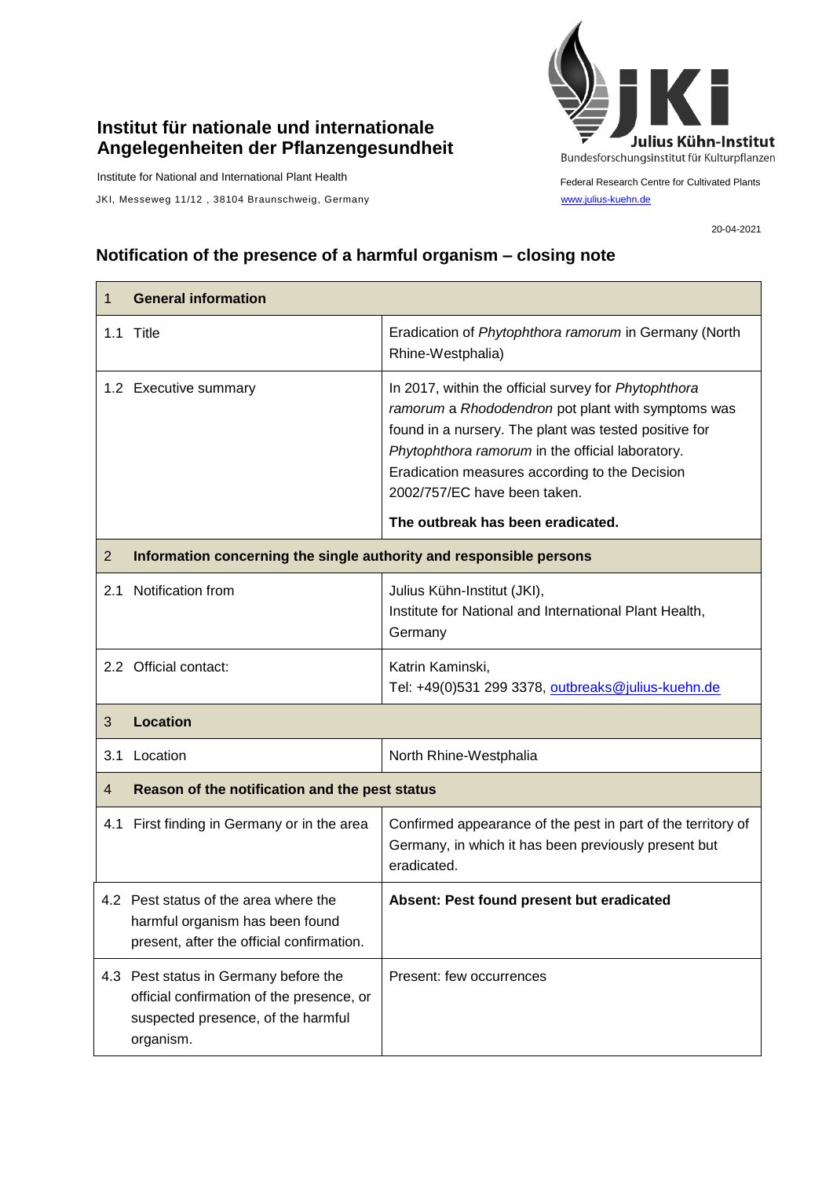**Institut für nationale und internationale Angelegenheiten der Pflanzengesundheit**

Institute for National and International Plant Health

JKI, Messeweg 11/12 , 38104 Braunschweig, Germany

Julius Kühn-Institut

Bundesforschungsinstitut für Kulturpflanzen

Federal Research Centre for Cultivated Plants

www.julius-kuehn.de

20-04-2021

## Notification of the presence of a harmful organism – closing note

| 1 **General information** | |
|---|---|
| 1.1 Title | Eradication of *Phytophthora ramorum* in Germany (North Rhine-Westphalia) |
| 1.2 Executive summary | In 2017, within the official survey for *Phytophthora ramorum* a *Rhododendron* pot plant with symptoms was found in a nursery. The plant was tested positive for *Phytophthora ramorum* in the official laboratory. Eradication measures according to the Decision 2002/757/EC have been taken.<br><br>**The outbreak has been eradicated.** |
| 2 **Information concerning the single authority and responsible persons** | |
| 2.1 Notification from | Julius Kühn-Institut (JKI),<br>Institute for National and International Plant Health, Germany |
| 2.2 Official contact: | Katrin Kaminski,<br>Tel: +49(0)531 299 3378, outbreaks@julius-kuehn.de |
| 3 **Location** | |
| 3.1 Location | North Rhine-Westphalia |
| 4 **Reason of the notification and the pest status** | |
| 4.1 First finding in Germany or in the area | Confirmed appearance of the pest in part of the territory of Germany, in which it has been previously present but eradicated. |
| 4.2 Pest status of the area where the harmful organism has been found present, after the official confirmation. | **Absent: Pest found present but eradicated** |
| 4.3 Pest status in Germany before the official confirmation of the presence, or suspected presence, of the harmful organism. | Present: few occurrences |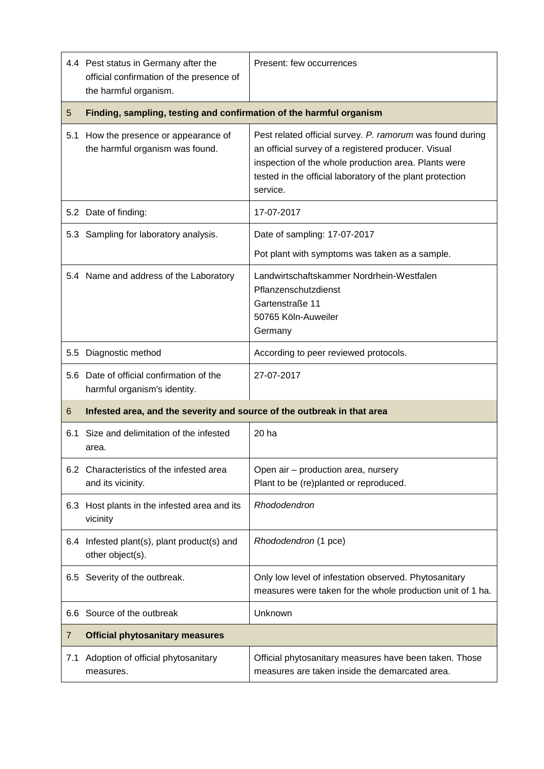| | | |
|---|---|---|
| 4.4 | Pest status in Germany after the official confirmation of the presence of the harmful organism. | Present: few occurrences |
| **5** | **Finding, sampling, testing and confirmation of the harmful organism** | |
| 5.1 | How the presence or appearance of the harmful organism was found. | Pest related official survey. *P. ramorum* was found during an official survey of a registered producer. Visual inspection of the whole production area. Plants were tested in the official laboratory of the plant protection service. |
| 5.2 | Date of finding: | 17-07-2017 |
| 5.3 | Sampling for laboratory analysis. | Date of sampling: 17-07-2017<br><br>Pot plant with symptoms was taken as a sample. |
| 5.4 | Name and address of the Laboratory | Landwirtschaftskammer Nordrhein-Westfalen<br>Pflanzenschutzdienst<br>Gartenstraße 11<br>50765 Köln-Auweiler<br>Germany |
| 5.5 | Diagnostic method | According to peer reviewed protocols. |
| 5.6 | Date of official confirmation of the harmful organism's identity. | 27-07-2017 |
| **6** | **Infested area, and the severity and source of the outbreak in that area** | |
| 6.1 | Size and delimitation of the infested area. | 20 ha |
| 6.2 | Characteristics of the infested area and its vicinity. | Open air – production area, nursery<br>Plant to be (re)planted or reproduced. |
| 6.3 | Host plants in the infested area and its vicinity | *Rhododendron* |
| 6.4 | Infested plant(s), plant product(s) and other object(s). | *Rhododendron* (1 pce) |
| 6.5 | Severity of the outbreak. | Only low level of infestation observed. Phytosanitary measures were taken for the whole production unit of 1 ha. |
| 6.6 | Source of the outbreak | Unknown |
| **7** | **Official phytosanitary measures** | |
| 7.1 | Adoption of official phytosanitary measures. | Official phytosanitary measures have been taken. Those measures are taken inside the demarcated area. |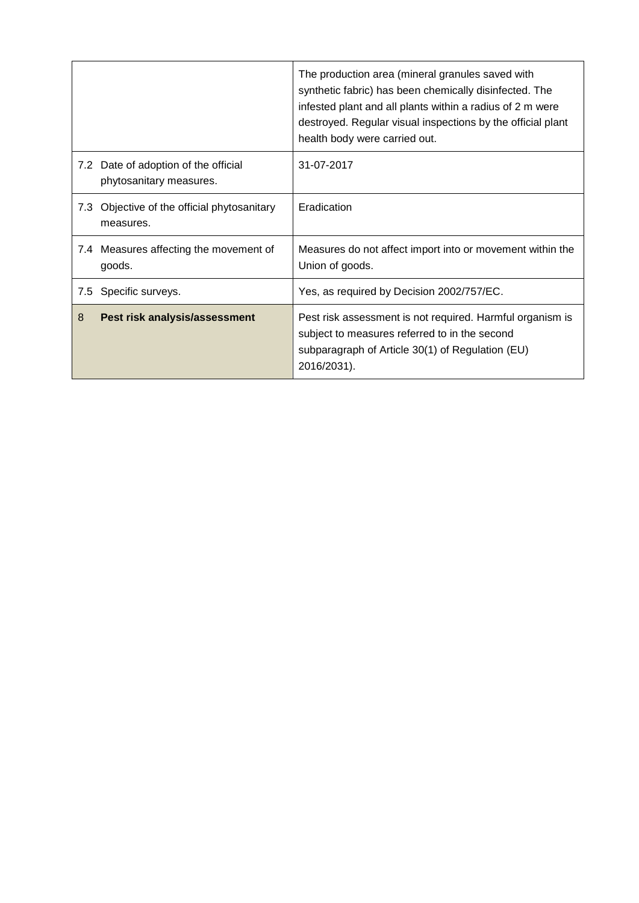| | |
|---|---|
| | The production area (mineral granules saved with synthetic fabric) has been chemically disinfected. The infested plant and all plants within a radius of 2 m were destroyed. Regular visual inspections by the official plant health body were carried out. |
| 7.2 Date of adoption of the official phytosanitary measures. | 31-07-2017 |
| 7.3 Objective of the official phytosanitary measures. | Eradication |
| 7.4 Measures affecting the movement of goods. | Measures do not affect import into or movement within the Union of goods. |
| 7.5 Specific surveys. | Yes, as required by Decision 2002/757/EC. |
| **8 Pest risk analysis/assessment** | Pest risk assessment is not required. Harmful organism is subject to measures referred to in the second subparagraph of Article 30(1) of Regulation (EU) 2016/2031). |